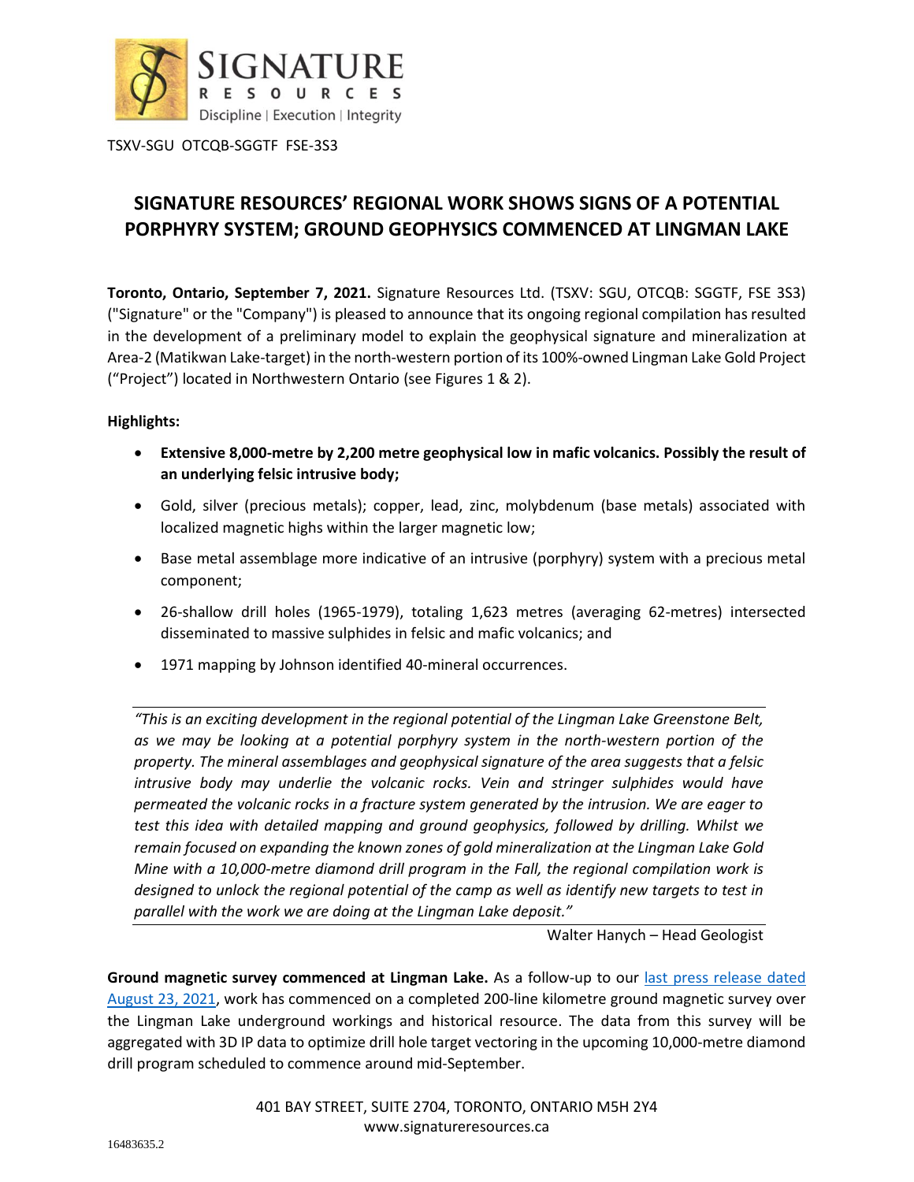TSXV-SGU OTCQB-SGGTF FSE-3S3

# SIGNATURE RESOURCES' REGIONAL WORK SHOWS SIGNS OF A POTENTIAL PORPHYRY SYSTEM; GROUND GEOPHYSICS COMMENCED AT LINGMAN LAKE

**Toronto, Ontario, September 7, 2021.** Signature Resources Ltd. (TSXV: SGU, OTCQB: SGGTF, FSE 3S3) ("Signature" or the "Company") is pleased to announce that its ongoing regional compilation has resulted in the development of a preliminary model to explain the geophysical signature and mineralization at Area-2 (Matikwan Lake-target) in the north-western portion of its 100%-owned Lingman Lake Gold Project ("Project") located in Northwestern Ontario (see Figures 1 & 2).

**Highlights:**

- **Extensive 8,000-metre by 2,200 metre geophysical low in mafic volcanics. Possibly the result of an underlying felsic intrusive body;**
- Gold, silver (precious metals); copper, lead, zinc, molybdenum (base metals) associated with localized magnetic highs within the larger magnetic low;
- Base metal assemblage more indicative of an intrusive (porphyry) system with a precious metal component;
- 26-shallow drill holes (1965-1979), totaling 1,623 metres (averaging 62-metres) intersected disseminated to massive sulphides in felsic and mafic volcanics; and
- 1971 mapping by Johnson identified 40-mineral occurrences.

*"This is an exciting development in the regional potential of the Lingman Lake Greenstone Belt, as we may be looking at a potential porphyry system in the north-western portion of the property. The mineral assemblages and geophysical signature of the area suggests that a felsic intrusive body may underlie the volcanic rocks. Vein and stringer sulphides would have permeated the volcanic rocks in a fracture system generated by the intrusion. We are eager to test this idea with detailed mapping and ground geophysics, followed by drilling. Whilst we remain focused on expanding the known zones of gold mineralization at the Lingman Lake Gold Mine with a 10,000-metre diamond drill program in the Fall, the regional compilation work is designed to unlock the regional potential of the camp as well as identify new targets to test in parallel with the work we are doing at the Lingman Lake deposit."*

Walter Hanych – Head Geologist

**Ground magnetic survey commenced at Lingman Lake.** As a follow-up to our last press release dated August 23, 2021, work has commenced on a completed 200-line kilometre ground magnetic survey over the Lingman Lake underground workings and historical resource. The data from this survey will be aggregated with 3D IP data to optimize drill hole target vectoring in the upcoming 10,000-metre diamond drill program scheduled to commence around mid-September.

401 BAY STREET, SUITE 2704, TORONTO, ONTARIO M5H 2Y4
www.signatureresources.ca

16483635.2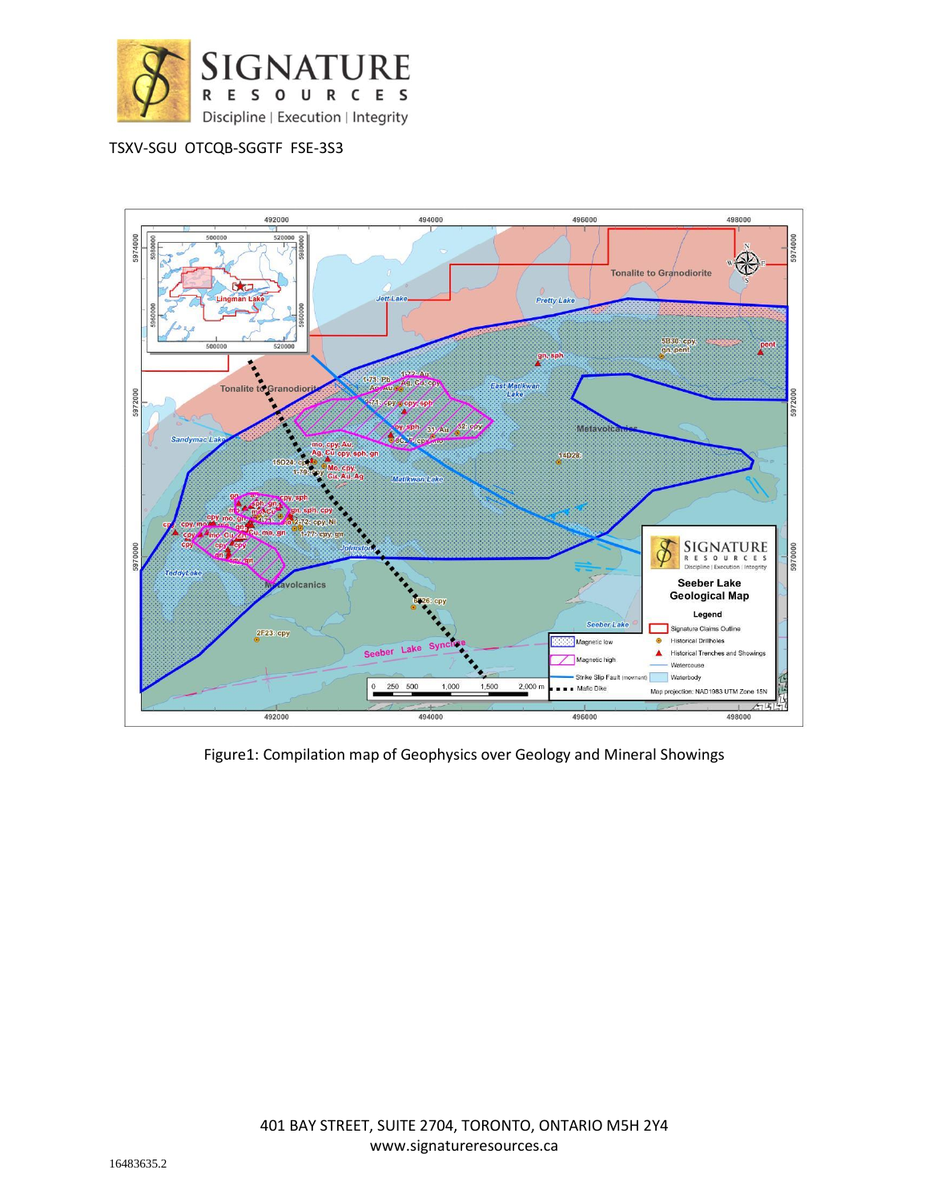TSXV-SGU OTCQB-SGGTF FSE-3S3

Figure1: Compilation map of Geophysics over Geology and Mineral Showings

401 BAY STREET, SUITE 2704, TORONTO, ONTARIO M5H 2Y4
www.signatureresources.ca

16483635.2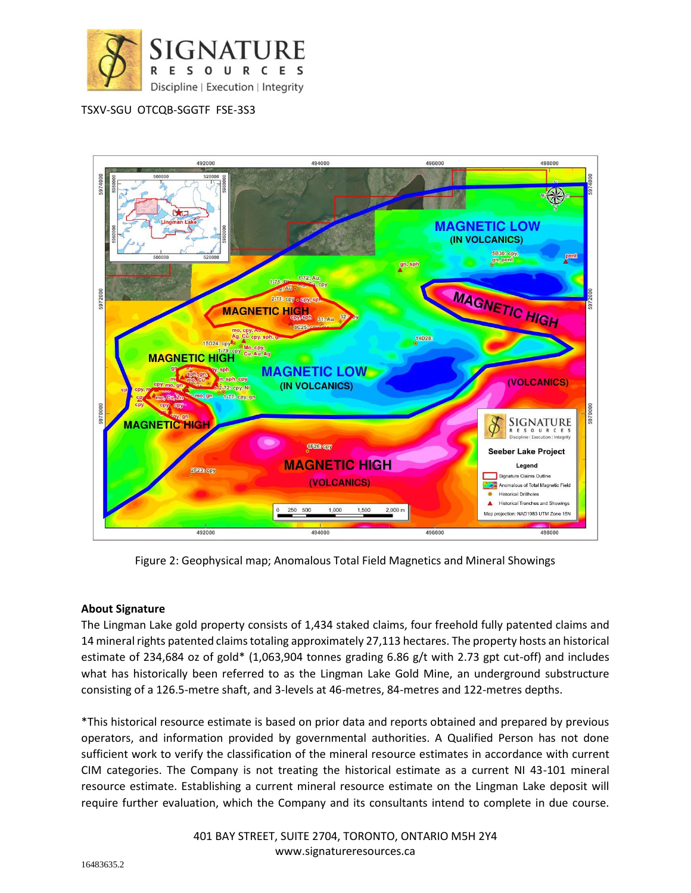TSXV-SGU OTCQB-SGGTF FSE-3S3

Figure 2: Geophysical map; Anomalous Total Field Magnetics and Mineral Showings

**About Signature**

The Lingman Lake gold property consists of 1,434 staked claims, four freehold fully patented claims and 14 mineral rights patented claims totaling approximately 27,113 hectares. The property hosts an historical estimate of 234,684 oz of gold* (1,063,904 tonnes grading 6.86 g/t with 2.73 gpt cut-off) and includes what has historically been referred to as the Lingman Lake Gold Mine, an underground substructure consisting of a 126.5-metre shaft, and 3-levels at 46-metres, 84-metres and 122-metres depths.

*This historical resource estimate is based on prior data and reports obtained and prepared by previous operators, and information provided by governmental authorities. A Qualified Person has not done sufficient work to verify the classification of the mineral resource estimates in accordance with current CIM categories. The Company is not treating the historical estimate as a current NI 43-101 mineral resource estimate. Establishing a current mineral resource estimate on the Lingman Lake deposit will require further evaluation, which the Company and its consultants intend to complete in due course.

401 BAY STREET, SUITE 2704, TORONTO, ONTARIO M5H 2Y4
www.signatureresources.ca

16483635.2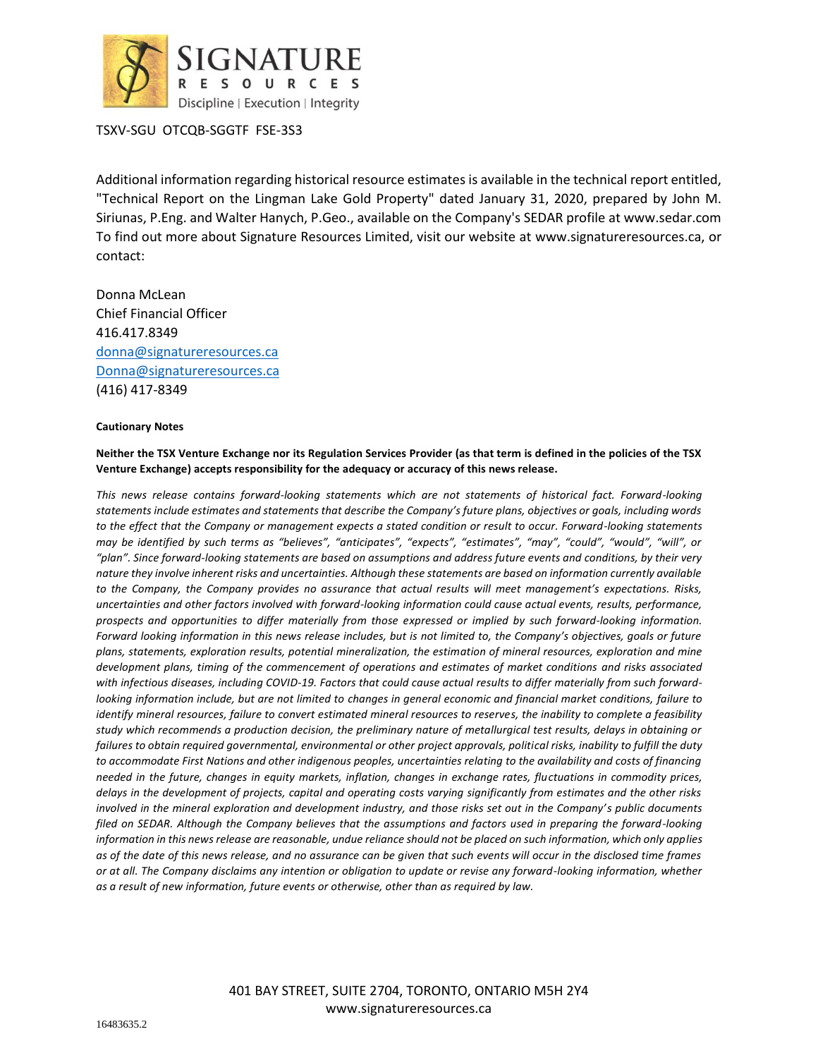TSXV-SGU OTCQB-SGGTF FSE-3S3

Additional information regarding historical resource estimates is available in the technical report entitled, "Technical Report on the Lingman Lake Gold Property" dated January 31, 2020, prepared by John M. Siriunas, P.Eng. and Walter Hanych, P.Geo., available on the Company's SEDAR profile at www.sedar.com To find out more about Signature Resources Limited, visit our website at www.signatureresources.ca, or contact:

Donna McLean
Chief Financial Officer
416.417.8349
donna@signatureresources.ca
Donna@signatureresources.ca
(416) 417-8349

**Cautionary Notes**

**Neither the TSX Venture Exchange nor its Regulation Services Provider (as that term is defined in the policies of the TSX Venture Exchange) accepts responsibility for the adequacy or accuracy of this news release.**

*This news release contains forward-looking statements which are not statements of historical fact. Forward-looking statements include estimates and statements that describe the Company's future plans, objectives or goals, including words to the effect that the Company or management expects a stated condition or result to occur. Forward-looking statements may be identified by such terms as "believes", "anticipates", "expects", "estimates", "may", "could", "would", "will", or "plan". Since forward-looking statements are based on assumptions and address future events and conditions, by their very nature they involve inherent risks and uncertainties. Although these statements are based on information currently available to the Company, the Company provides no assurance that actual results will meet management's expectations. Risks, uncertainties and other factors involved with forward-looking information could cause actual events, results, performance, prospects and opportunities to differ materially from those expressed or implied by such forward-looking information. Forward looking information in this news release includes, but is not limited to, the Company's objectives, goals or future plans, statements, exploration results, potential mineralization, the estimation of mineral resources, exploration and mine development plans, timing of the commencement of operations and estimates of market conditions and risks associated with infectious diseases, including COVID-19. Factors that could cause actual results to differ materially from such forward-looking information include, but are not limited to changes in general economic and financial market conditions, failure to identify mineral resources, failure to convert estimated mineral resources to reserves, the inability to complete a feasibility study which recommends a production decision, the preliminary nature of metallurgical test results, delays in obtaining or failures to obtain required governmental, environmental or other project approvals, political risks, inability to fulfill the duty to accommodate First Nations and other indigenous peoples, uncertainties relating to the availability and costs of financing needed in the future, changes in equity markets, inflation, changes in exchange rates, fluctuations in commodity prices, delays in the development of projects, capital and operating costs varying significantly from estimates and the other risks involved in the mineral exploration and development industry, and those risks set out in the Company's public documents filed on SEDAR. Although the Company believes that the assumptions and factors used in preparing the forward-looking information in this news release are reasonable, undue reliance should not be placed on such information, which only applies as of the date of this news release, and no assurance can be given that such events will occur in the disclosed time frames or at all. The Company disclaims any intention or obligation to update or revise any forward-looking information, whether as a result of new information, future events or otherwise, other than as required by law.*

401 BAY STREET, SUITE 2704, TORONTO, ONTARIO M5H 2Y4
www.signatureresources.ca

16483635.2